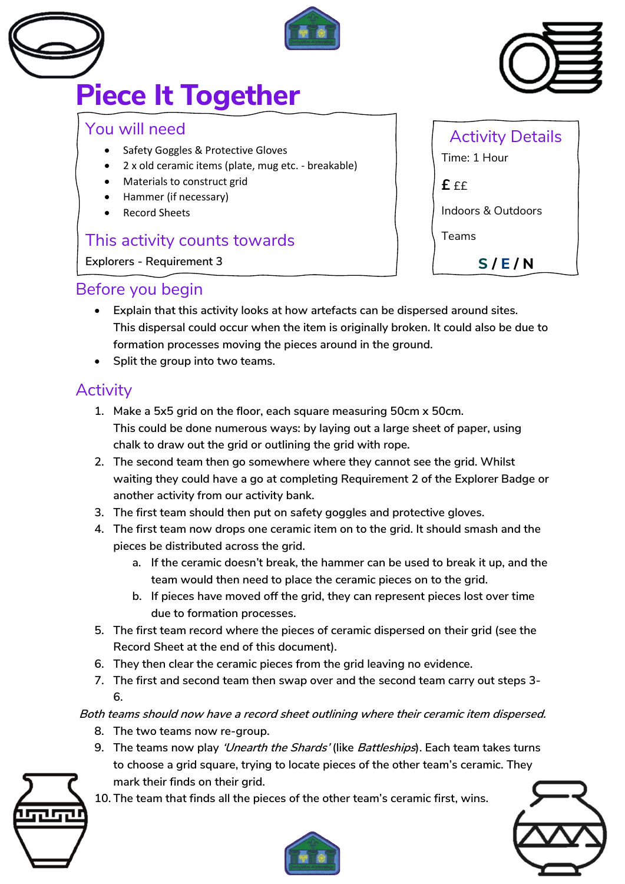# Piece It Together

## You will need

- Safety Goggles & Protective Gloves
- 2 x old ceramic items (plate, mug etc. - breakable)
- Materials to construct grid
- Hammer (if necessary)
- Record Sheets

## This activity counts towards

Explorers - Requirement 3

## Activity Details

Time: 1 Hour

£ ££

Indoors & Outdoors

Teams

**S / E / N**

## Before you begin

- Explain that this activity looks at how artefacts can be dispersed around sites. This dispersal could occur when the item is originally broken. It could also be due to formation processes moving the pieces around in the ground.
- Split the group into two teams.

## Activity

1. Make a 5x5 grid on the floor, each square measuring 50cm x 50cm. This could be done numerous ways: by laying out a large sheet of paper, using chalk to draw out the grid or outlining the grid with rope.
2. The second team then go somewhere where they cannot see the grid. Whilst waiting they could have a go at completing Requirement 2 of the Explorer Badge or another activity from our activity bank.
3. The first team should then put on safety goggles and protective gloves.
4. The first team now drops one ceramic item on to the grid. It should smash and the pieces be distributed across the grid.
    a. If the ceramic doesn't break, the hammer can be used to break it up, and the team would then need to place the ceramic pieces on to the grid.
    b. If pieces have moved off the grid, they can represent pieces lost over time due to formation processes.
5. The first team record where the pieces of ceramic dispersed on their grid (see the Record Sheet at the end of this document).
6. They then clear the ceramic pieces from the grid leaving no evidence.
7. The first and second team then swap over and the second team carry out steps 3-6.

*Both teams should now have a record sheet outlining where their ceramic item dispersed.*

8. The two teams now re-group.
9. The teams now play *'Unearth the Shards'* (like *Battleships*). Each team takes turns to choose a grid square, trying to locate pieces of the other team's ceramic. They mark their finds on their grid.
10. The team that finds all the pieces of the other team's ceramic first, wins.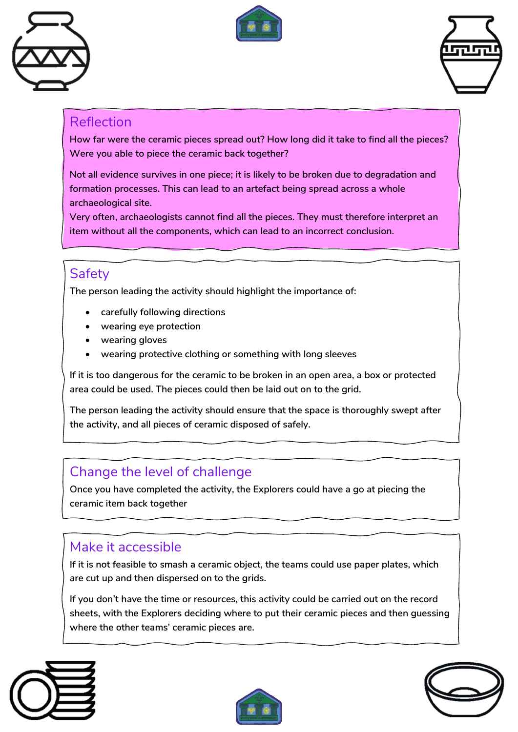## Reflection

How far were the ceramic pieces spread out? How long did it take to find all the pieces? Were you able to piece the ceramic back together?

Not all evidence survives in one piece; it is likely to be broken due to degradation and formation processes. This can lead to an artefact being spread across a whole archaeological site.
Very often, archaeologists cannot find all the pieces. They must therefore interpret an item without all the components, which can lead to an incorrect conclusion.

## Safety

The person leading the activity should highlight the importance of:

- carefully following directions
- wearing eye protection
- wearing gloves
- wearing protective clothing or something with long sleeves

If it is too dangerous for the ceramic to be broken in an open area, a box or protected area could be used. The pieces could then be laid out on to the grid.

The person leading the activity should ensure that the space is thoroughly swept after the activity, and all pieces of ceramic disposed of safely.

## Change the level of challenge

Once you have completed the activity, the Explorers could have a go at piecing the ceramic item back together

## Make it accessible

If it is not feasible to smash a ceramic object, the teams could use paper plates, which are cut up and then dispersed on to the grids.

If you don't have the time or resources, this activity could be carried out on the record sheets, with the Explorers deciding where to put their ceramic pieces and then guessing where the other teams' ceramic pieces are.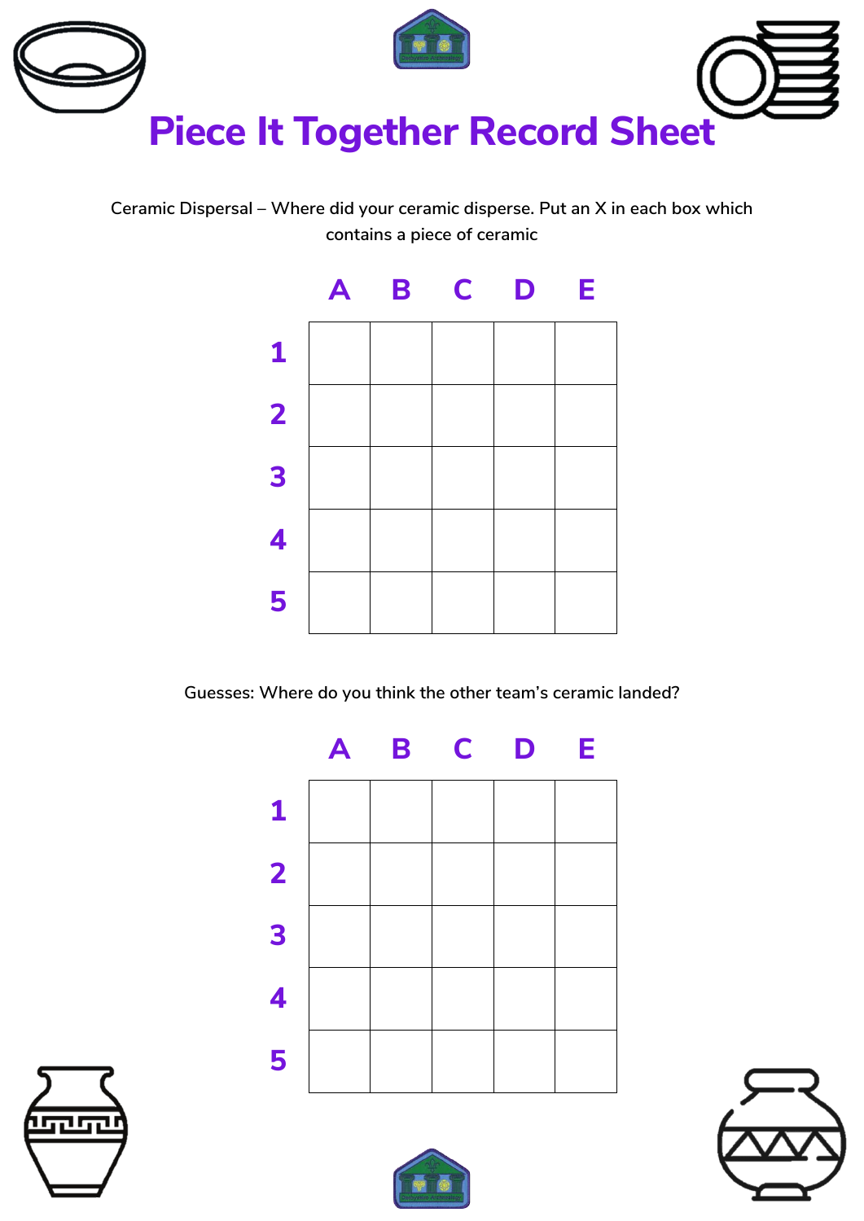# Piece It Together Record Sheet

Ceramic Dispersal – Where did your ceramic disperse. Put an X in each box which contains a piece of ceramic

| | A | B | C | D | E |
|---|---|---|---|---|---|
| 1 | | | | | |
| 2 | | | | | |
| 3 | | | | | |
| 4 | | | | | |
| 5 | | | | | |

Guesses: Where do you think the other team's ceramic landed?

| | A | B | C | D | E |
|---|---|---|---|---|---|
| 1 | | | | | |
| 2 | | | | | |
| 3 | | | | | |
| 4 | | | | | |
| 5 | | | | | |